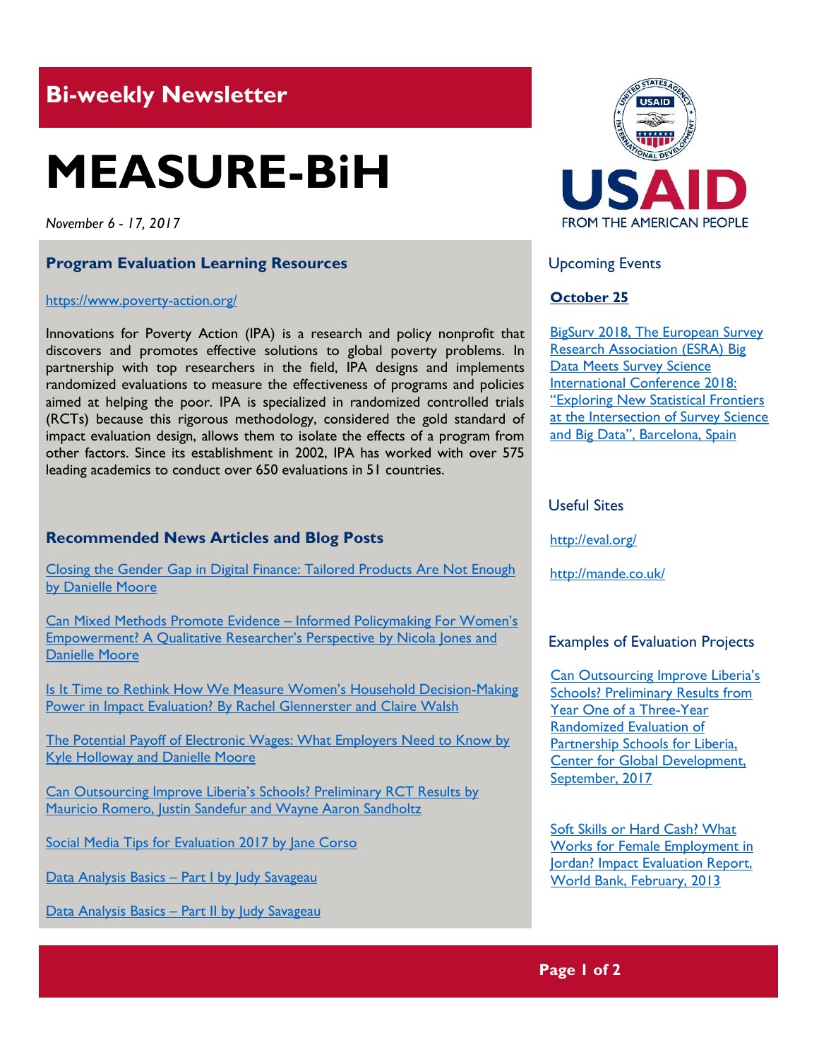## Bi-weekly Newsletter

# MEASURE-BiH

*November 6 - 17, 2017*

### Program Evaluation Learning Resources

https://www.poverty-action.org/

Innovations for Poverty Action (IPA) is a research and policy nonprofit that discovers and promotes effective solutions to global poverty problems. In partnership with top researchers in the field, IPA designs and implements randomized evaluations to measure the effectiveness of programs and policies aimed at helping the poor. IPA is specialized in randomized controlled trials (RCTs) because this rigorous methodology, considered the gold standard of impact evaluation design, allows them to isolate the effects of a program from other factors. Since its establishment in 2002, IPA has worked with over 575 leading academics to conduct over 650 evaluations in 51 countries.

### Recommended News Articles and Blog Posts

Closing the Gender Gap in Digital Finance: Tailored Products Are Not Enough by Danielle Moore

Can Mixed Methods Promote Evidence – Informed Policymaking For Women's Empowerment? A Qualitative Researcher's Perspective by Nicola Jones and Danielle Moore

Is It Time to Rethink How We Measure Women's Household Decision-Making Power in Impact Evaluation? By Rachel Glennerster and Claire Walsh

The Potential Payoff of Electronic Wages: What Employers Need to Know by Kyle Holloway and Danielle Moore

Can Outsourcing Improve Liberia's Schools? Preliminary RCT Results by Mauricio Romero, Justin Sandefur and Wayne Aaron Sandholtz

Social Media Tips for Evaluation 2017 by Jane Corso

Data Analysis Basics – Part I by Judy Savageau

Data Analysis Basics – Part II by Judy Savageau

### Upcoming Events

**October 25**

BigSurv 2018, The European Survey Research Association (ESRA) Big Data Meets Survey Science International Conference 2018: "Exploring New Statistical Frontiers at the Intersection of Survey Science and Big Data", Barcelona, Spain

### Useful Sites

http://eval.org/

http://mande.co.uk/

### Examples of Evaluation Projects

Can Outsourcing Improve Liberia's Schools? Preliminary Results from Year One of a Three-Year Randomized Evaluation of Partnership Schools for Liberia, Center for Global Development, September, 2017

Soft Skills or Hard Cash? What Works for Female Employment in Jordan? Impact Evaluation Report, World Bank, February, 2013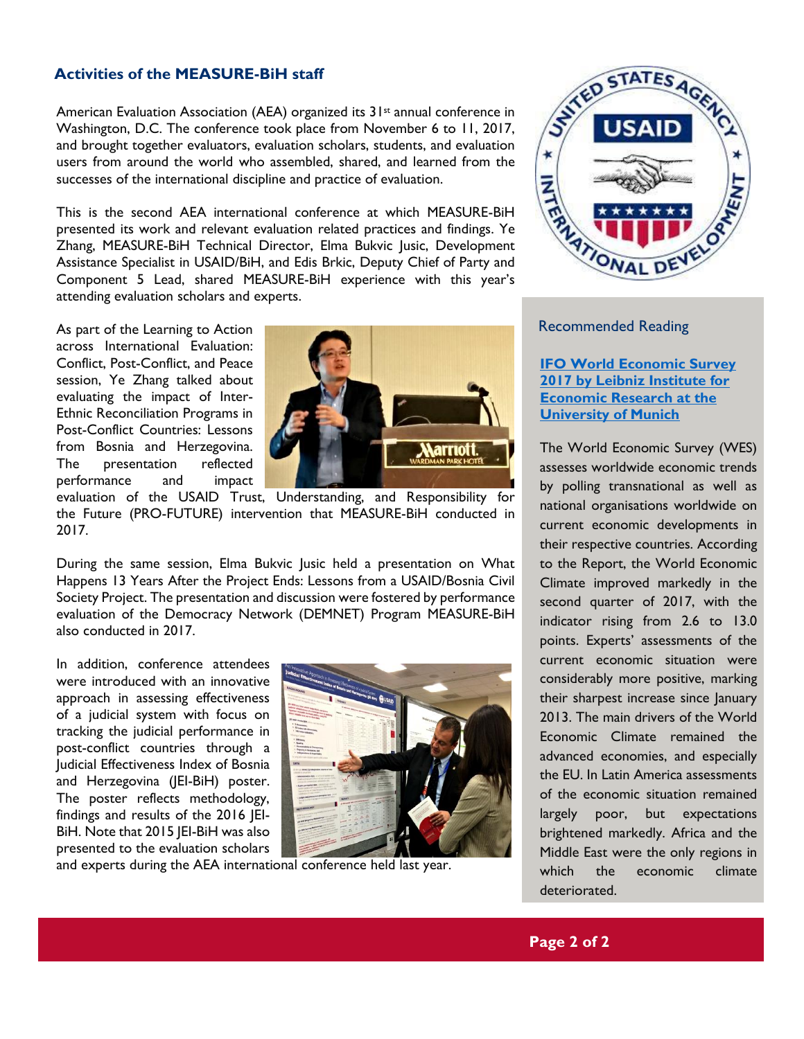## Activities of the MEASURE-BiH staff

American Evaluation Association (AEA) organized its 31st annual conference in Washington, D.C. The conference took place from November 6 to 11, 2017, and brought together evaluators, evaluation scholars, students, and evaluation users from around the world who assembled, shared, and learned from the successes of the international discipline and practice of evaluation.

This is the second AEA international conference at which MEASURE-BiH presented its work and relevant evaluation related practices and findings. Ye Zhang, MEASURE-BiH Technical Director, Elma Bukvic Jusic, Development Assistance Specialist in USAID/BiH, and Edis Brkic, Deputy Chief of Party and Component 5 Lead, shared MEASURE-BiH experience with this year's attending evaluation scholars and experts.

As part of the Learning to Action across International Evaluation: Conflict, Post-Conflict, and Peace session, Ye Zhang talked about evaluating the impact of Inter-Ethnic Reconciliation Programs in Post-Conflict Countries: Lessons from Bosnia and Herzegovina. The presentation reflected performance and impact evaluation of the USAID Trust, Understanding, and Responsibility for the Future (PRO-FUTURE) intervention that MEASURE-BiH conducted in 2017.

During the same session, Elma Bukvic Jusic held a presentation on What Happens 13 Years After the Project Ends: Lessons from a USAID/Bosnia Civil Society Project. The presentation and discussion were fostered by performance evaluation of the Democracy Network (DEMNET) Program MEASURE-BiH also conducted in 2017.

In addition, conference attendees were introduced with an innovative approach in assessing effectiveness of a judicial system with focus on tracking the judicial performance in post-conflict countries through a Judicial Effectiveness Index of Bosnia and Herzegovina (JEI-BiH) poster. The poster reflects methodology, findings and results of the 2016 JEI-BiH. Note that 2015 JEI-BiH was also presented to the evaluation scholars and experts during the AEA international conference held last year.

### Recommended Reading

**IFO World Economic Survey 2017 by Leibniz Institute for Economic Research at the University of Munich**

The World Economic Survey (WES) assesses worldwide economic trends by polling transnational as well as national organisations worldwide on current economic developments in their respective countries. According to the Report, the World Economic Climate improved markedly in the second quarter of 2017, with the indicator rising from 2.6 to 13.0 points. Experts' assessments of the current economic situation were considerably more positive, marking their sharpest increase since January 2013. The main drivers of the World Economic Climate remained the advanced economies, and especially the EU. In Latin America assessments of the economic situation remained largely poor, but expectations brightened markedly. Africa and the Middle East were the only regions in which the economic climate deteriorated.